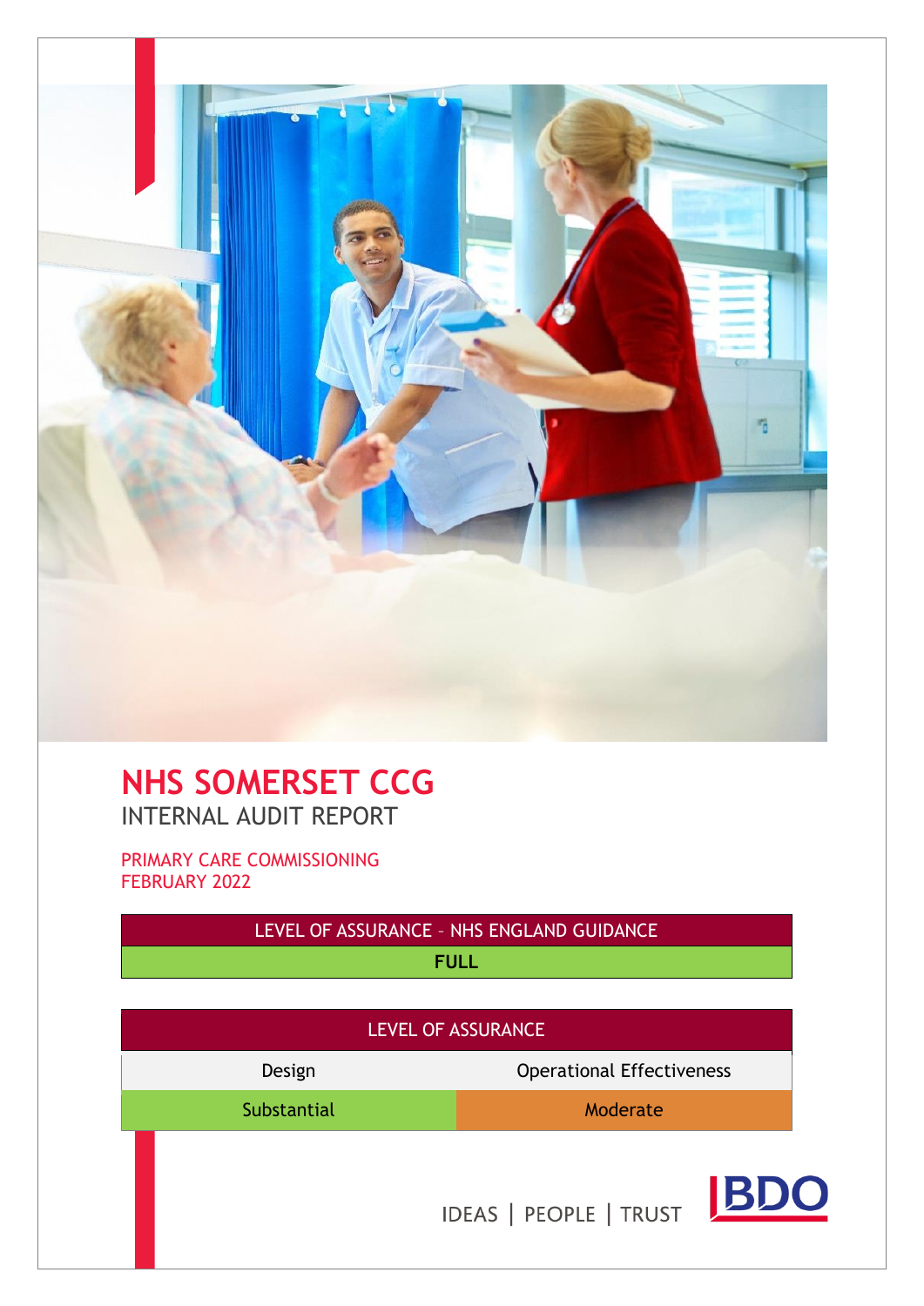# NHS SOMERSET CCG

## INTERNAL AUDIT REPORT

PRIMARY CARE COMMISSIONING
FEBRUARY 2022

| LEVEL OF ASSURANCE – NHS ENGLAND GUIDANCE |
| --- |
| **FULL** |

| LEVEL OF ASSURANCE | |
| --- | --- |
| Design | Operational Effectiveness |
| Substantial | Moderate |

IDEAS | PEOPLE | TRUST

BDO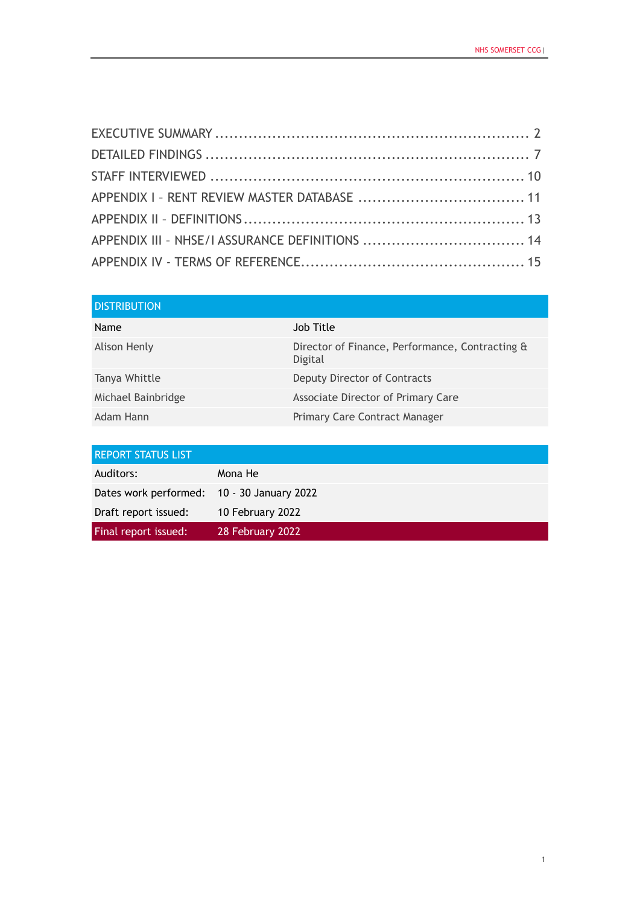EXECUTIVE SUMMARY .................................................................. 2

DETAILED FINDINGS .................................................................. 7

STAFF INTERVIEWED ................................................................ 10

APPENDIX I – RENT REVIEW MASTER DATABASE ................................... 11

APPENDIX II – DEFINITIONS .......................................................... 13

APPENDIX III – NHSE/I ASSURANCE DEFINITIONS .................................. 14

APPENDIX IV - TERMS OF REFERENCE............................................... 15

| DISTRIBUTION | |
|---|---|
| Name | Job Title |
| Alison Henly | Director of Finance, Performance, Contracting & Digital |
| Tanya Whittle | Deputy Director of Contracts |
| Michael Bainbridge | Associate Director of Primary Care |
| Adam Hann | Primary Care Contract Manager |

| REPORT STATUS LIST | |
|---|---|
| Auditors: | Mona He |
| Dates work performed: | 10 - 30 January 2022 |
| Draft report issued: | 10 February 2022 |
| Final report issued: | 28 February 2022 |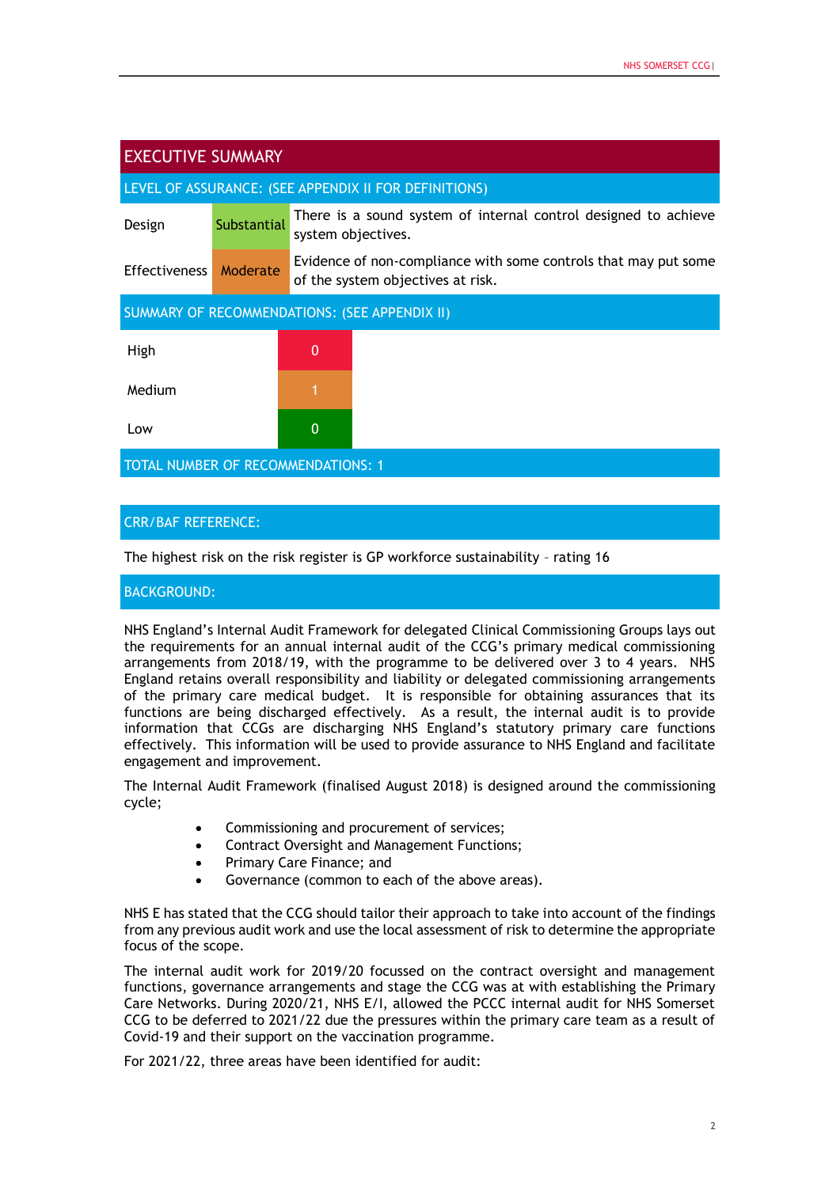## EXECUTIVE SUMMARY

### LEVEL OF ASSURANCE: (SEE APPENDIX II FOR DEFINITIONS)

| | | |
|---|---|---|
| Design | Substantial | There is a sound system of internal control designed to achieve system objectives. |
| Effectiveness | Moderate | Evidence of non-compliance with some controls that may put some of the system objectives at risk. |

### SUMMARY OF RECOMMENDATIONS: (SEE APPENDIX II)

| | |
|---|---|
| High | 0 |
| Medium | 1 |
| Low | 0 |

### TOTAL NUMBER OF RECOMMENDATIONS: 1

### CRR/BAF REFERENCE:

The highest risk on the risk register is GP workforce sustainability – rating 16

### BACKGROUND:

NHS England's Internal Audit Framework for delegated Clinical Commissioning Groups lays out the requirements for an annual internal audit of the CCG's primary medical commissioning arrangements from 2018/19, with the programme to be delivered over 3 to 4 years. NHS England retains overall responsibility and liability or delegated commissioning arrangements of the primary care medical budget. It is responsible for obtaining assurances that its functions are being discharged effectively. As a result, the internal audit is to provide information that CCGs are discharging NHS England's statutory primary care functions effectively. This information will be used to provide assurance to NHS England and facilitate engagement and improvement.

The Internal Audit Framework (finalised August 2018) is designed around the commissioning cycle;

- Commissioning and procurement of services;
- Contract Oversight and Management Functions;
- Primary Care Finance; and
- Governance (common to each of the above areas).

NHS E has stated that the CCG should tailor their approach to take into account of the findings from any previous audit work and use the local assessment of risk to determine the appropriate focus of the scope.

The internal audit work for 2019/20 focussed on the contract oversight and management functions, governance arrangements and stage the CCG was at with establishing the Primary Care Networks. During 2020/21, NHS E/I, allowed the PCCC internal audit for NHS Somerset CCG to be deferred to 2021/22 due the pressures within the primary care team as a result of Covid-19 and their support on the vaccination programme.

For 2021/22, three areas have been identified for audit: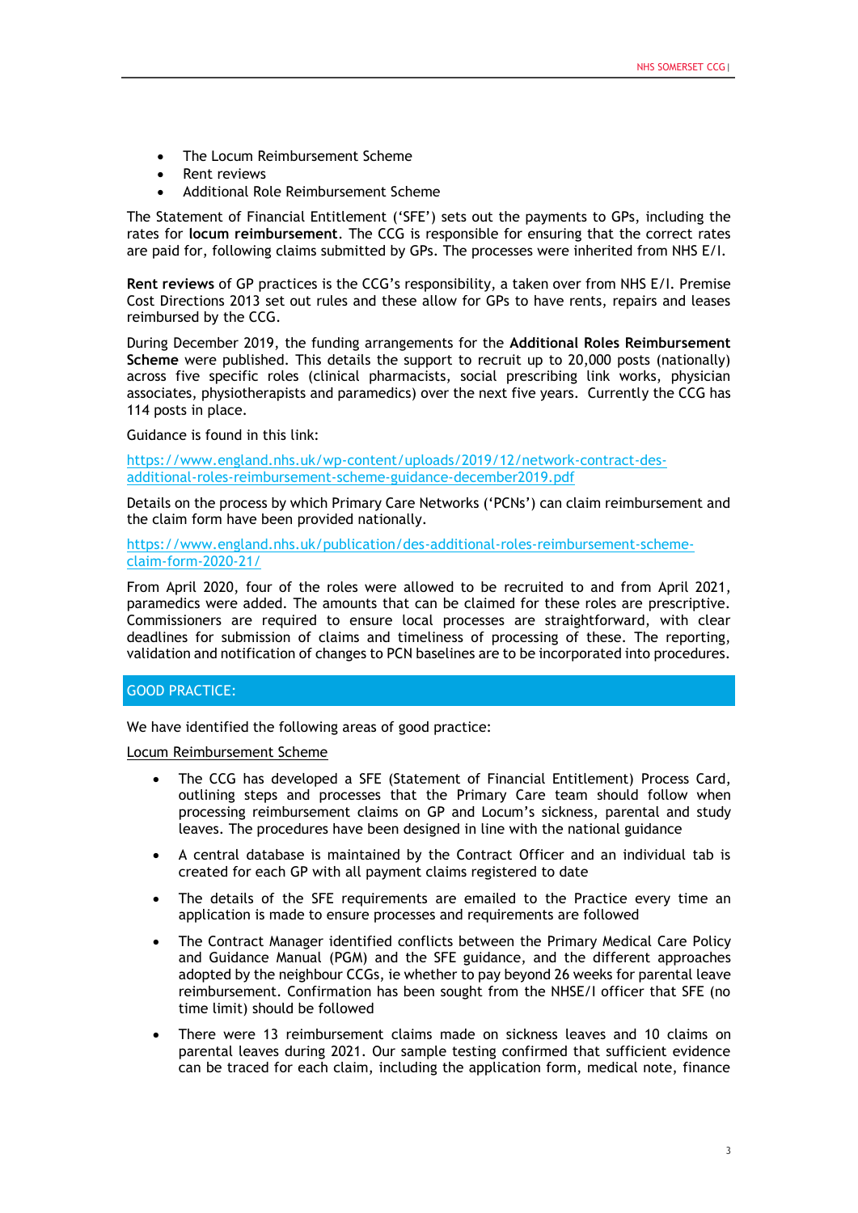- The Locum Reimbursement Scheme
- Rent reviews
- Additional Role Reimbursement Scheme

The Statement of Financial Entitlement ('SFE') sets out the payments to GPs, including the rates for **locum reimbursement**. The CCG is responsible for ensuring that the correct rates are paid for, following claims submitted by GPs. The processes were inherited from NHS E/I.

**Rent reviews** of GP practices is the CCG's responsibility, a taken over from NHS E/I. Premise Cost Directions 2013 set out rules and these allow for GPs to have rents, repairs and leases reimbursed by the CCG.

During December 2019, the funding arrangements for the **Additional Roles Reimbursement Scheme** were published. This details the support to recruit up to 20,000 posts (nationally) across five specific roles (clinical pharmacists, social prescribing link works, physician associates, physiotherapists and paramedics) over the next five years. Currently the CCG has 114 posts in place.

Guidance is found in this link:

https://www.england.nhs.uk/wp-content/uploads/2019/12/network-contract-des-additional-roles-reimbursement-scheme-guidance-december2019.pdf

Details on the process by which Primary Care Networks ('PCNs') can claim reimbursement and the claim form have been provided nationally.

https://www.england.nhs.uk/publication/des-additional-roles-reimbursement-scheme-claim-form-2020-21/

From April 2020, four of the roles were allowed to be recruited to and from April 2021, paramedics were added. The amounts that can be claimed for these roles are prescriptive. Commissioners are required to ensure local processes are straightforward, with clear deadlines for submission of claims and timeliness of processing of these. The reporting, validation and notification of changes to PCN baselines are to be incorporated into procedures.

## GOOD PRACTICE:

We have identified the following areas of good practice:

Locum Reimbursement Scheme

- The CCG has developed a SFE (Statement of Financial Entitlement) Process Card, outlining steps and processes that the Primary Care team should follow when processing reimbursement claims on GP and Locum's sickness, parental and study leaves. The procedures have been designed in line with the national guidance
- A central database is maintained by the Contract Officer and an individual tab is created for each GP with all payment claims registered to date
- The details of the SFE requirements are emailed to the Practice every time an application is made to ensure processes and requirements are followed
- The Contract Manager identified conflicts between the Primary Medical Care Policy and Guidance Manual (PGM) and the SFE guidance, and the different approaches adopted by the neighbour CCGs, ie whether to pay beyond 26 weeks for parental leave reimbursement. Confirmation has been sought from the NHSE/I officer that SFE (no time limit) should be followed
- There were 13 reimbursement claims made on sickness leaves and 10 claims on parental leaves during 2021. Our sample testing confirmed that sufficient evidence can be traced for each claim, including the application form, medical note, finance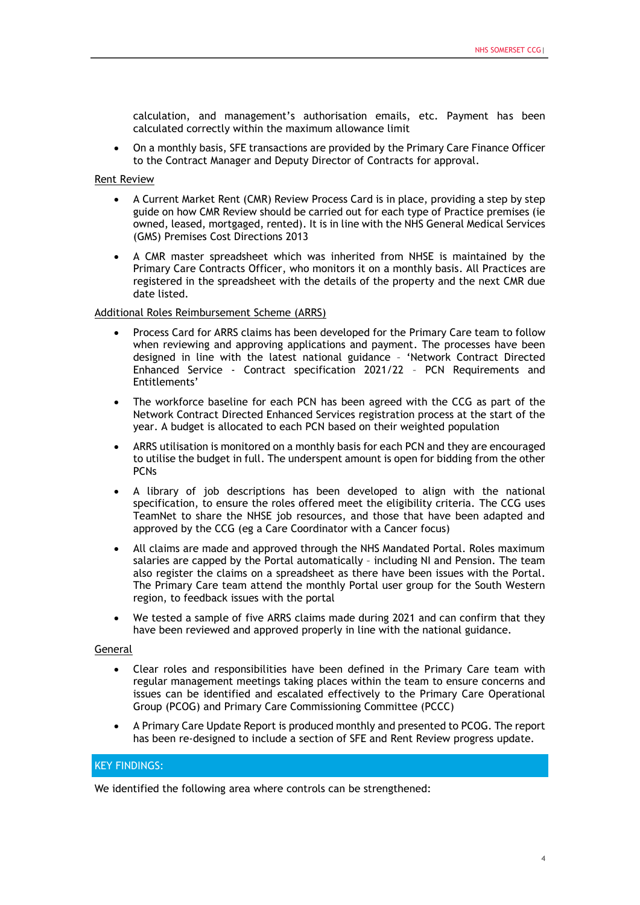calculation, and management's authorisation emails, etc. Payment has been calculated correctly within the maximum allowance limit

- On a monthly basis, SFE transactions are provided by the Primary Care Finance Officer to the Contract Manager and Deputy Director of Contracts for approval.

Rent Review

- A Current Market Rent (CMR) Review Process Card is in place, providing a step by step guide on how CMR Review should be carried out for each type of Practice premises (ie owned, leased, mortgaged, rented). It is in line with the NHS General Medical Services (GMS) Premises Cost Directions 2013
- A CMR master spreadsheet which was inherited from NHSE is maintained by the Primary Care Contracts Officer, who monitors it on a monthly basis. All Practices are registered in the spreadsheet with the details of the property and the next CMR due date listed.

Additional Roles Reimbursement Scheme (ARRS)

- Process Card for ARRS claims has been developed for the Primary Care team to follow when reviewing and approving applications and payment. The processes have been designed in line with the latest national guidance – 'Network Contract Directed Enhanced Service - Contract specification 2021/22 – PCN Requirements and Entitlements'
- The workforce baseline for each PCN has been agreed with the CCG as part of the Network Contract Directed Enhanced Services registration process at the start of the year. A budget is allocated to each PCN based on their weighted population
- ARRS utilisation is monitored on a monthly basis for each PCN and they are encouraged to utilise the budget in full. The underspent amount is open for bidding from the other PCNs
- A library of job descriptions has been developed to align with the national specification, to ensure the roles offered meet the eligibility criteria. The CCG uses TeamNet to share the NHSE job resources, and those that have been adapted and approved by the CCG (eg a Care Coordinator with a Cancer focus)
- All claims are made and approved through the NHS Mandated Portal. Roles maximum salaries are capped by the Portal automatically – including NI and Pension. The team also register the claims on a spreadsheet as there have been issues with the Portal. The Primary Care team attend the monthly Portal user group for the South Western region, to feedback issues with the portal
- We tested a sample of five ARRS claims made during 2021 and can confirm that they have been reviewed and approved properly in line with the national guidance.

General

- Clear roles and responsibilities have been defined in the Primary Care team with regular management meetings taking places within the team to ensure concerns and issues can be identified and escalated effectively to the Primary Care Operational Group (PCOG) and Primary Care Commissioning Committee (PCCC)
- A Primary Care Update Report is produced monthly and presented to PCOG. The report has been re-designed to include a section of SFE and Rent Review progress update.

## KEY FINDINGS:

We identified the following area where controls can be strengthened: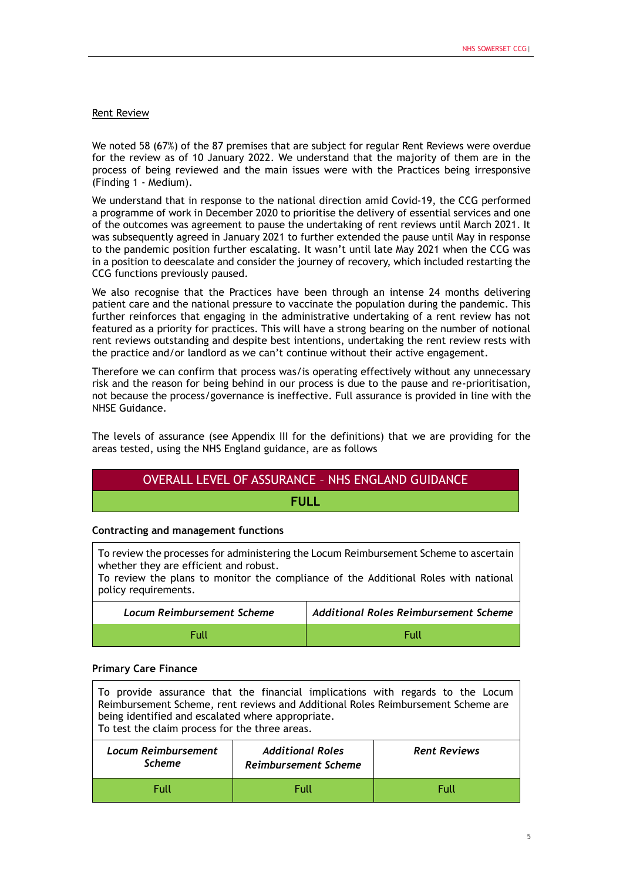<u>Rent Review</u>

We noted 58 (67%) of the 87 premises that are subject for regular Rent Reviews were overdue for the review as of 10 January 2022. We understand that the majority of them are in the process of being reviewed and the main issues were with the Practices being irresponsive (Finding 1 - Medium).

We understand that in response to the national direction amid Covid-19, the CCG performed a programme of work in December 2020 to prioritise the delivery of essential services and one of the outcomes was agreement to pause the undertaking of rent reviews until March 2021. It was subsequently agreed in January 2021 to further extended the pause until May in response to the pandemic position further escalating. It wasn't until late May 2021 when the CCG was in a position to deescalate and consider the journey of recovery, which included restarting the CCG functions previously paused.

We also recognise that the Practices have been through an intense 24 months delivering patient care and the national pressure to vaccinate the population during the pandemic. This further reinforces that engaging in the administrative undertaking of a rent review has not featured as a priority for practices. This will have a strong bearing on the number of notional rent reviews outstanding and despite best intentions, undertaking the rent review rests with the practice and/or landlord as we can't continue without their active engagement.

Therefore we can confirm that process was/is operating effectively without any unnecessary risk and the reason for being behind in our process is due to the pause and re-prioritisation, not because the process/governance is ineffective. Full assurance is provided in line with the NHSE Guidance.

The levels of assurance (see Appendix III for the definitions) that we are providing for the areas tested, using the NHS England guidance, are as follows

| OVERALL LEVEL OF ASSURANCE – NHS ENGLAND GUIDANCE |
|---|
| **FULL** |

**Contracting and management functions**

| To review the processes for administering the Locum Reimbursement Scheme to ascertain whether they are efficient and robust.<br>To review the plans to monitor the compliance of the Additional Roles with national policy requirements. | |
|---|---|
| ***Locum Reimbursement Scheme*** | ***Additional Roles Reimbursement Scheme*** |
| Full | Full |

**Primary Care Finance**

| To provide assurance that the financial implications with regards to the Locum Reimbursement Scheme, rent reviews and Additional Roles Reimbursement Scheme are being identified and escalated where appropriate.<br>To test the claim process for the three areas. | | |
|---|---|---|
| ***Locum Reimbursement Scheme*** | ***Additional Roles Reimbursement Scheme*** | ***Rent Reviews*** |
| Full | Full | Full |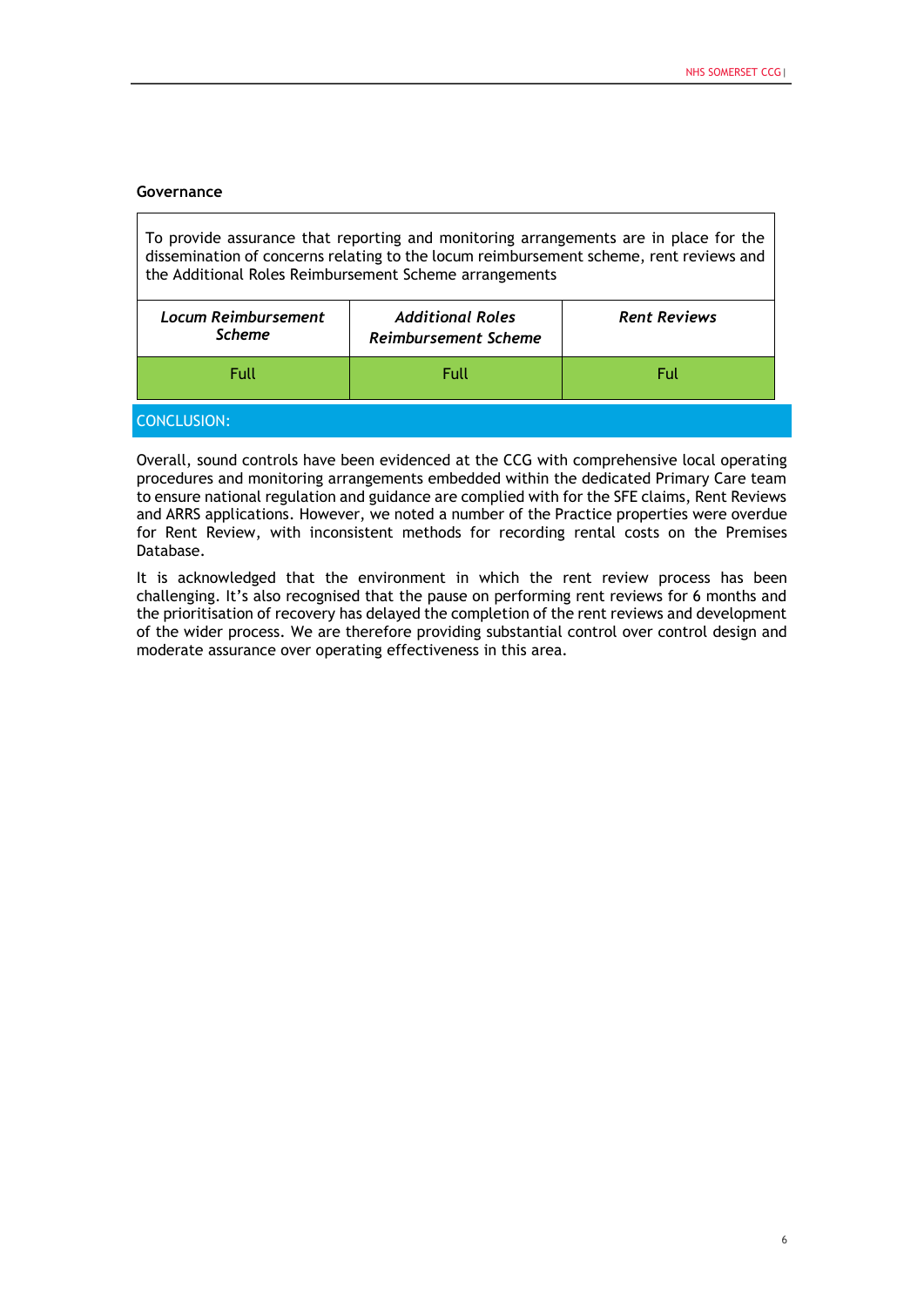### Governance

| To provide assurance that reporting and monitoring arrangements are in place for the dissemination of concerns relating to the locum reimbursement scheme, rent reviews and the Additional Roles Reimbursement Scheme arrangements | | |
|---|---|---|
| ***Locum Reimbursement Scheme*** | ***Additional Roles Reimbursement Scheme*** | ***Rent Reviews*** |
| Full | Full | Ful |

CONCLUSION:

Overall, sound controls have been evidenced at the CCG with comprehensive local operating procedures and monitoring arrangements embedded within the dedicated Primary Care team to ensure national regulation and guidance are complied with for the SFE claims, Rent Reviews and ARRS applications. However, we noted a number of the Practice properties were overdue for Rent Review, with inconsistent methods for recording rental costs on the Premises Database.

It is acknowledged that the environment in which the rent review process has been challenging. It's also recognised that the pause on performing rent reviews for 6 months and the prioritisation of recovery has delayed the completion of the rent reviews and development of the wider process. We are therefore providing substantial control over control design and moderate assurance over operating effectiveness in this area.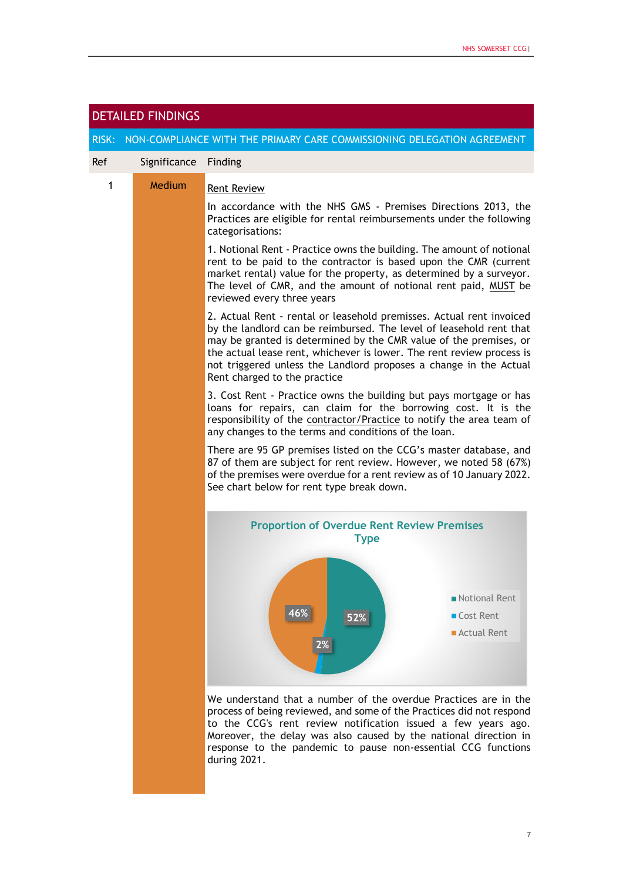## DETAILED FINDINGS

### RISK: NON-COMPLIANCE WITH THE PRIMARY CARE COMMISSIONING DELEGATION AGREEMENT

| Ref | Significance | Finding |
|---|---|---|
| 1 | Medium | Rent Review |

In accordance with the NHS GMS - Premises Directions 2013, the Practices are eligible for rental reimbursements under the following categorisations:

1. Notional Rent - Practice owns the building. The amount of notional rent to be paid to the contractor is based upon the CMR (current market rental) value for the property, as determined by a surveyor. The level of CMR, and the amount of notional rent paid, MUST be reviewed every three years

2. Actual Rent - rental or leasehold premisses. Actual rent invoiced by the landlord can be reimbursed. The level of leasehold rent that may be granted is determined by the CMR value of the premises, or the actual lease rent, whichever is lower. The rent review process is not triggered unless the Landlord proposes a change in the Actual Rent charged to the practice

3. Cost Rent - Practice owns the building but pays mortgage or has loans for repairs, can claim for the borrowing cost. It is the responsibility of the contractor/Practice to notify the area team of any changes to the terms and conditions of the loan.

There are 95 GP premises listed on the CCG's master database, and 87 of them are subject for rent review. However, we noted 58 (67%) of the premises were overdue for a rent review as of 10 January 2022. See chart below for rent type break down.

Proportion of Overdue Rent Review Premises Type

52%
2%
46%

Notional Rent
Cost Rent
Actual Rent

We understand that a number of the overdue Practices are in the process of being reviewed, and some of the Practices did not respond to the CCG's rent review notification issued a few years ago. Moreover, the delay was also caused by the national direction in response to the pandemic to pause non-essential CCG functions during 2021.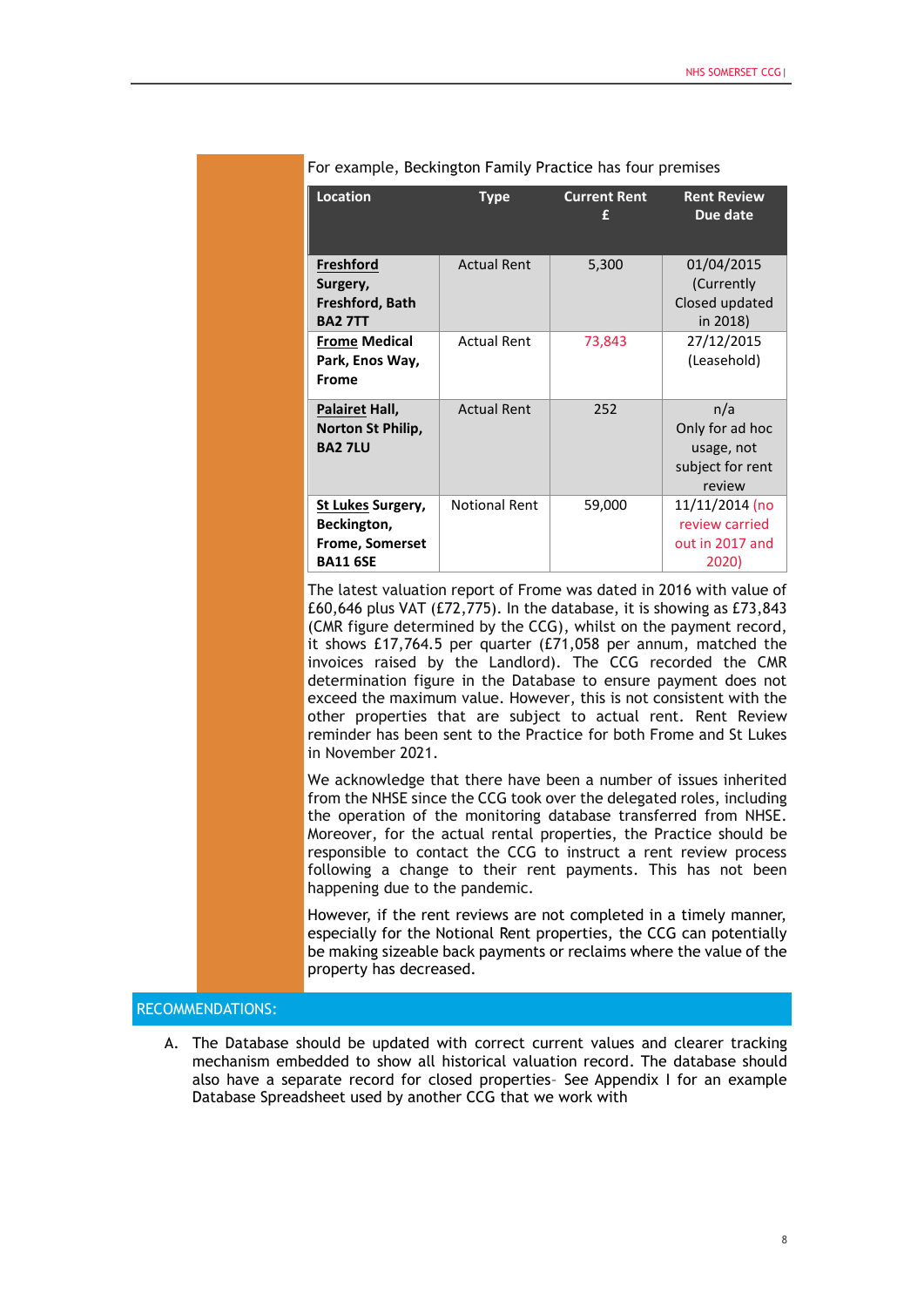For example, Beckington Family Practice has four premises

| Location | Type | Current Rent £ | Rent Review Due date |
|---|---|---|---|
| **Freshford Surgery, Freshford, Bath BA2 7TT** | Actual Rent | 5,300 | 01/04/2015 (Currently Closed updated in 2018) |
| **Frome Medical Park, Enos Way, Frome** | Actual Rent | 73,843 | 27/12/2015 (Leasehold) |
| **Palairet Hall, Norton St Philip, BA2 7LU** | Actual Rent | 252 | n/a Only for ad hoc usage, not subject for rent review |
| **St Lukes Surgery, Beckington, Frome, Somerset BA11 6SE** | Notional Rent | 59,000 | 11/11/2014 (no review carried out in 2017 and 2020) |

The latest valuation report of Frome was dated in 2016 with value of £60,646 plus VAT (£72,775). In the database, it is showing as £73,843 (CMR figure determined by the CCG), whilst on the payment record, it shows £17,764.5 per quarter (£71,058 per annum, matched the invoices raised by the Landlord). The CCG recorded the CMR determination figure in the Database to ensure payment does not exceed the maximum value. However, this is not consistent with the other properties that are subject to actual rent. Rent Review reminder has been sent to the Practice for both Frome and St Lukes in November 2021.

We acknowledge that there have been a number of issues inherited from the NHSE since the CCG took over the delegated roles, including the operation of the monitoring database transferred from NHSE. Moreover, for the actual rental properties, the Practice should be responsible to contact the CCG to instruct a rent review process following a change to their rent payments. This has not been happening due to the pandemic.

However, if the rent reviews are not completed in a timely manner, especially for the Notional Rent properties, the CCG can potentially be making sizeable back payments or reclaims where the value of the property has decreased.

## RECOMMENDATIONS:

A. The Database should be updated with correct current values and clearer tracking mechanism embedded to show all historical valuation record. The database should also have a separate record for closed properties– See Appendix I for an example Database Spreadsheet used by another CCG that we work with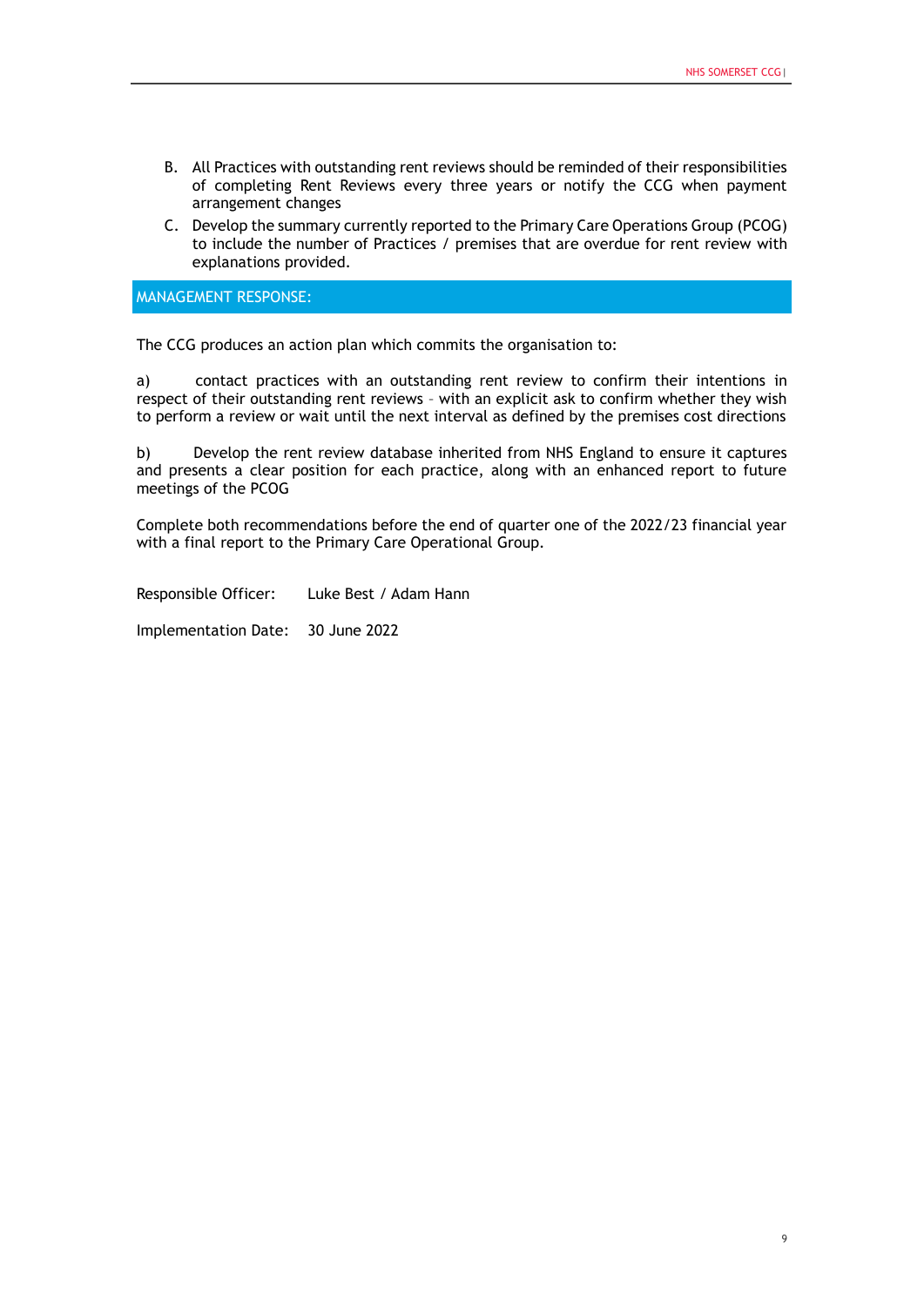B. All Practices with outstanding rent reviews should be reminded of their responsibilities of completing Rent Reviews every three years or notify the CCG when payment arrangement changes
C. Develop the summary currently reported to the Primary Care Operations Group (PCOG) to include the number of Practices / premises that are overdue for rent review with explanations provided.

## MANAGEMENT RESPONSE:

The CCG produces an action plan which commits the organisation to:

a) contact practices with an outstanding rent review to confirm their intentions in respect of their outstanding rent reviews – with an explicit ask to confirm whether they wish to perform a review or wait until the next interval as defined by the premises cost directions

b) Develop the rent review database inherited from NHS England to ensure it captures and presents a clear position for each practice, along with an enhanced report to future meetings of the PCOG

Complete both recommendations before the end of quarter one of the 2022/23 financial year with a final report to the Primary Care Operational Group.

Responsible Officer: Luke Best / Adam Hann

Implementation Date: 30 June 2022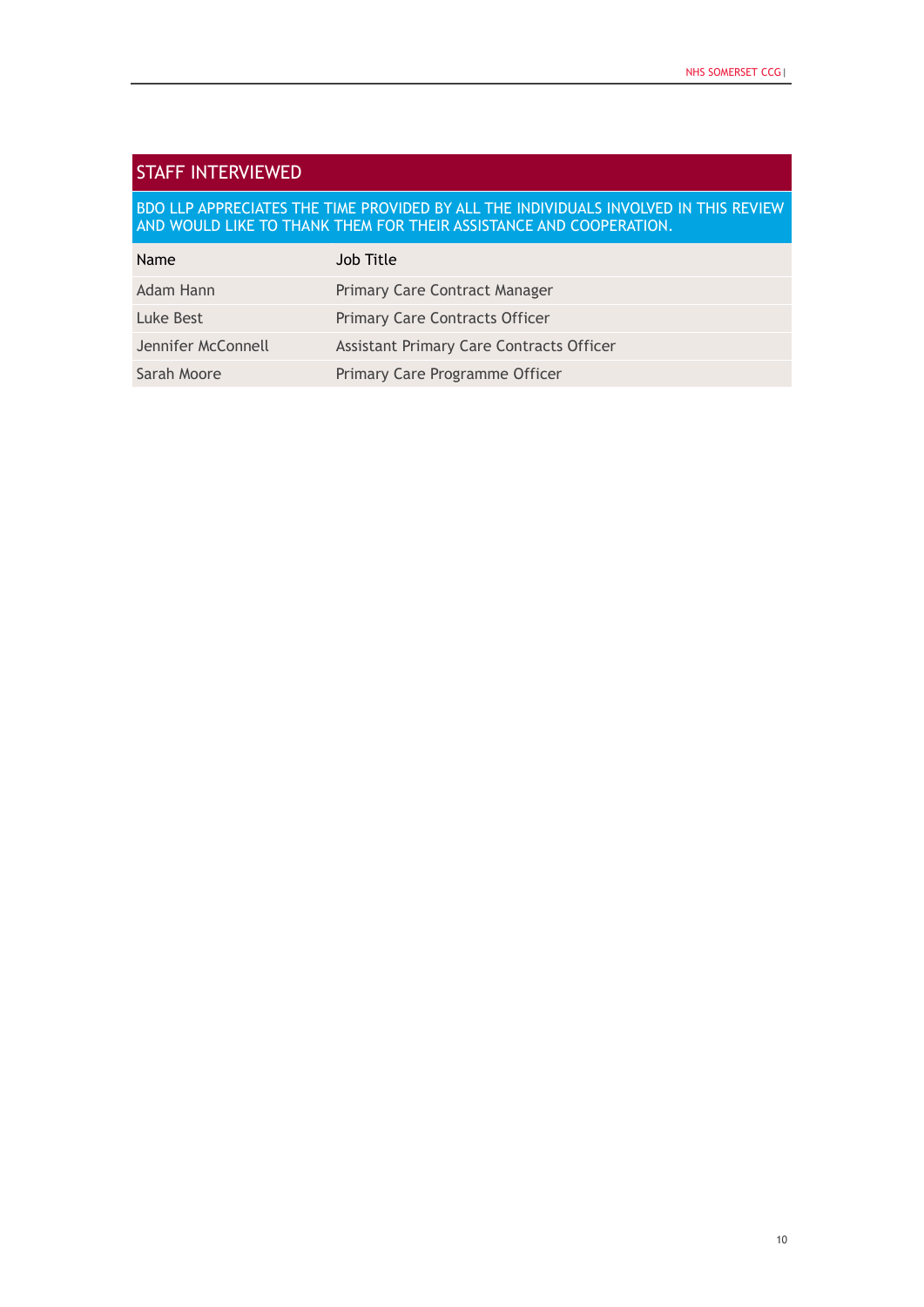## STAFF INTERVIEWED

BDO LLP APPRECIATES THE TIME PROVIDED BY ALL THE INDIVIDUALS INVOLVED IN THIS REVIEW AND WOULD LIKE TO THANK THEM FOR THEIR ASSISTANCE AND COOPERATION.

| Name | Job Title |
|---|---|
| Adam Hann | Primary Care Contract Manager |
| Luke Best | Primary Care Contracts Officer |
| Jennifer McConnell | Assistant Primary Care Contracts Officer |
| Sarah Moore | Primary Care Programme Officer |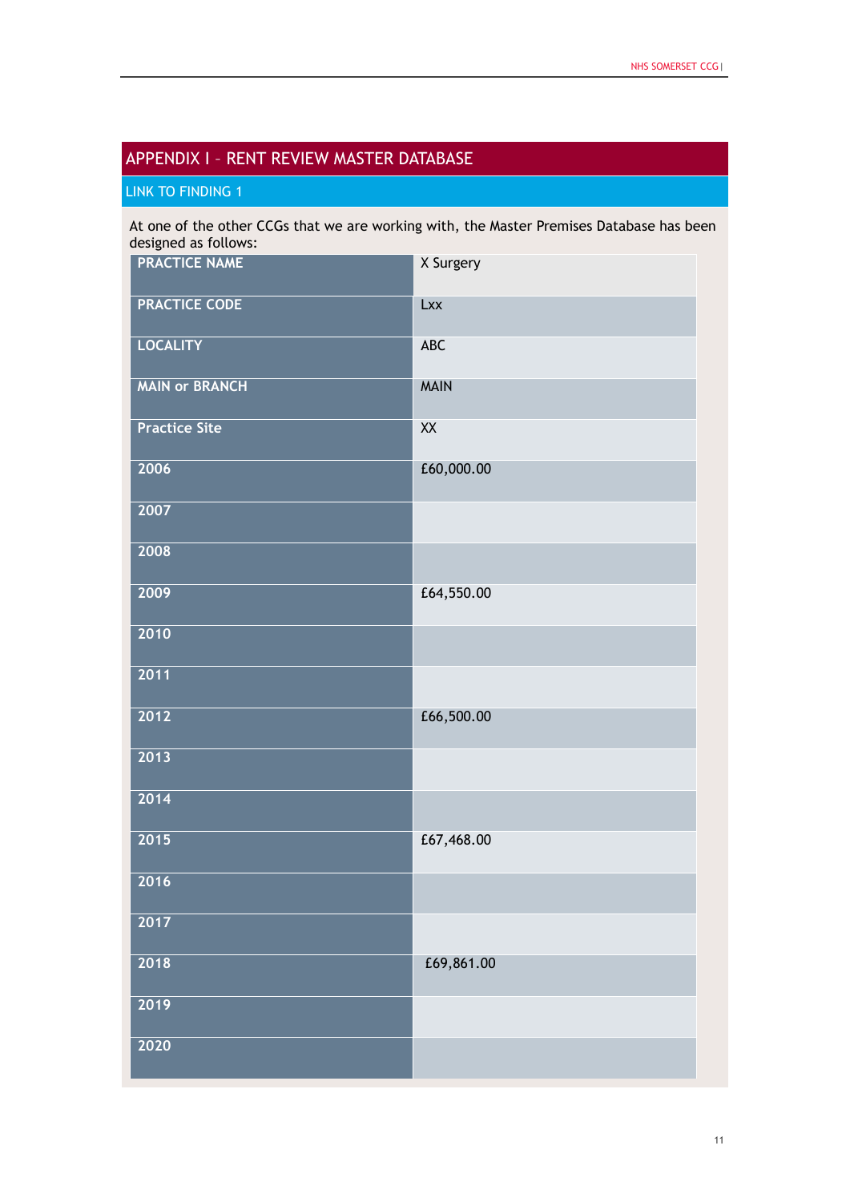## APPENDIX I – RENT REVIEW MASTER DATABASE

### LINK TO FINDING 1

At one of the other CCGs that we are working with, the Master Premises Database has been designed as follows:

| | |
|---|---|
| **PRACTICE NAME** | X Surgery |
| **PRACTICE CODE** | Lxx |
| **LOCALITY** | ABC |
| **MAIN or BRANCH** | MAIN |
| **Practice Site** | XX |
| **2006** | £60,000.00 |
| **2007** | |
| **2008** | |
| **2009** | £64,550.00 |
| **2010** | |
| **2011** | |
| **2012** | £66,500.00 |
| **2013** | |
| **2014** | |
| **2015** | £67,468.00 |
| **2016** | |
| **2017** | |
| **2018** | £69,861.00 |
| **2019** | |
| **2020** | |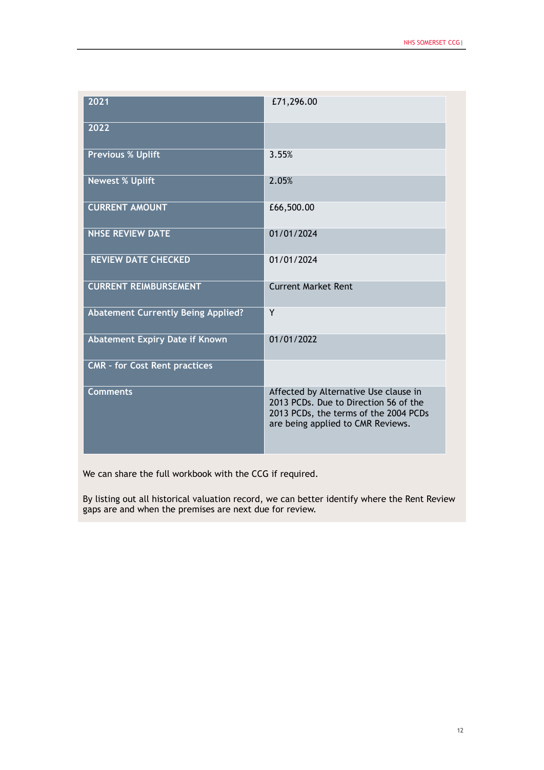| | |
|---|---|
| 2021 | £71,296.00 |
| 2022 | |
| Previous % Uplift | 3.55% |
| Newest % Uplift | 2.05% |
| CURRENT AMOUNT | £66,500.00 |
| NHSE REVIEW DATE | 01/01/2024 |
| REVIEW DATE CHECKED | 01/01/2024 |
| CURRENT REIMBURSEMENT | Current Market Rent |
| Abatement Currently Being Applied? | Y |
| Abatement Expiry Date if Known | 01/01/2022 |
| CMR - for Cost Rent practices | |
| Comments | Affected by Alternative Use clause in 2013 PCDs. Due to Direction 56 of the 2013 PCDs, the terms of the 2004 PCDs are being applied to CMR Reviews. |

We can share the full workbook with the CCG if required.

By listing out all historical valuation record, we can better identify where the Rent Review gaps are and when the premises are next due for review.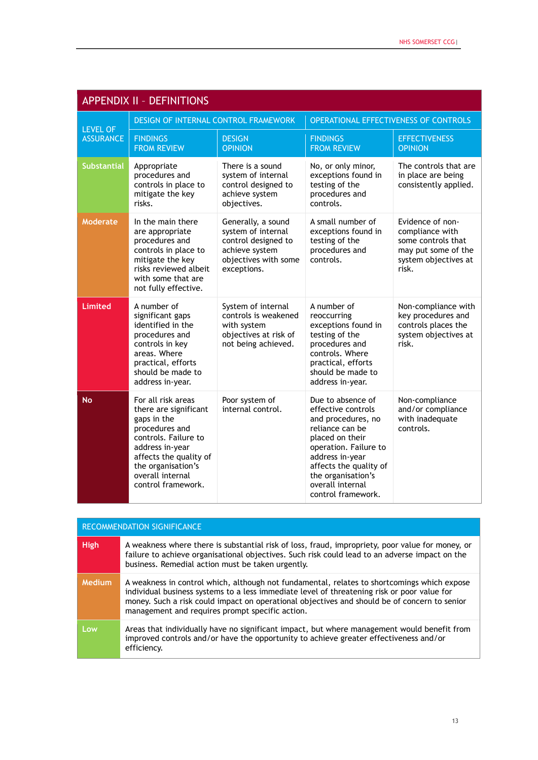## APPENDIX II – DEFINITIONS

| LEVEL OF ASSURANCE | DESIGN OF INTERNAL CONTROL FRAMEWORK | | OPERATIONAL EFFECTIVENESS OF CONTROLS | |
|---|---|---|---|---|
| | FINDINGS FROM REVIEW | DESIGN OPINION | FINDINGS FROM REVIEW | EFFECTIVENESS OPINION |
| **Substantial** | Appropriate procedures and controls in place to mitigate the key risks. | There is a sound system of internal control designed to achieve system objectives. | No, or only minor, exceptions found in testing of the procedures and controls. | The controls that are in place are being consistently applied. |
| **Moderate** | In the main there are appropriate procedures and controls in place to mitigate the key risks reviewed albeit with some that are not fully effective. | Generally, a sound system of internal control designed to achieve system objectives with some exceptions. | A small number of exceptions found in testing of the procedures and controls. | Evidence of non-compliance with some controls that may put some of the system objectives at risk. |
| **Limited** | A number of significant gaps identified in the procedures and controls in key areas. Where practical, efforts should be made to address in-year. | System of internal controls is weakened with system objectives at risk of not being achieved. | A number of reoccurring exceptions found in testing of the procedures and controls. Where practical, efforts should be made to address in-year. | Non-compliance with key procedures and controls places the system objectives at risk. |
| **No** | For all risk areas there are significant gaps in the procedures and controls. Failure to address in-year affects the quality of the organisation's overall internal control framework. | Poor system of internal control. | Due to absence of effective controls and procedures, no reliance can be placed on their operation. Failure to address in-year affects the quality of the organisation's overall internal control framework. | Non-compliance and/or compliance with inadequate controls. |

| RECOMMENDATION SIGNIFICANCE | |
|---|---|
| **High** | A weakness where there is substantial risk of loss, fraud, impropriety, poor value for money, or failure to achieve organisational objectives. Such risk could lead to an adverse impact on the business. Remedial action must be taken urgently. |
| **Medium** | A weakness in control which, although not fundamental, relates to shortcomings which expose individual business systems to a less immediate level of threatening risk or poor value for money. Such a risk could impact on operational objectives and should be of concern to senior management and requires prompt specific action. |
| **Low** | Areas that individually have no significant impact, but where management would benefit from improved controls and/or have the opportunity to achieve greater effectiveness and/or efficiency. |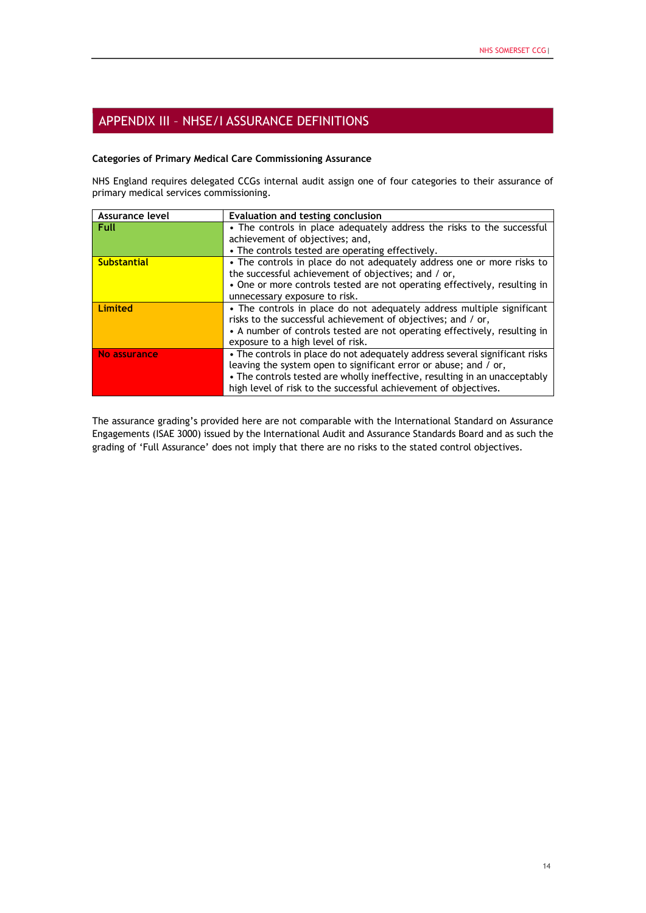## APPENDIX III – NHSE/I ASSURANCE DEFINITIONS

**Categories of Primary Medical Care Commissioning Assurance**

NHS England requires delegated CCGs internal audit assign one of four categories to their assurance of primary medical services commissioning.

| Assurance level | Evaluation and testing conclusion |
|---|---|
| **Full** | • The controls in place adequately address the risks to the successful achievement of objectives; and,<br>• The controls tested are operating effectively. |
| **Substantial** | • The controls in place do not adequately address one or more risks to the successful achievement of objectives; and / or,<br>• One or more controls tested are not operating effectively, resulting in unnecessary exposure to risk. |
| **Limited** | • The controls in place do not adequately address multiple significant risks to the successful achievement of objectives; and / or,<br>• A number of controls tested are not operating effectively, resulting in exposure to a high level of risk. |
| **No assurance** | • The controls in place do not adequately address several significant risks leaving the system open to significant error or abuse; and / or,<br>• The controls tested are wholly ineffective, resulting in an unacceptably high level of risk to the successful achievement of objectives. |

The assurance grading's provided here are not comparable with the International Standard on Assurance Engagements (ISAE 3000) issued by the International Audit and Assurance Standards Board and as such the grading of 'Full Assurance' does not imply that there are no risks to the stated control objectives.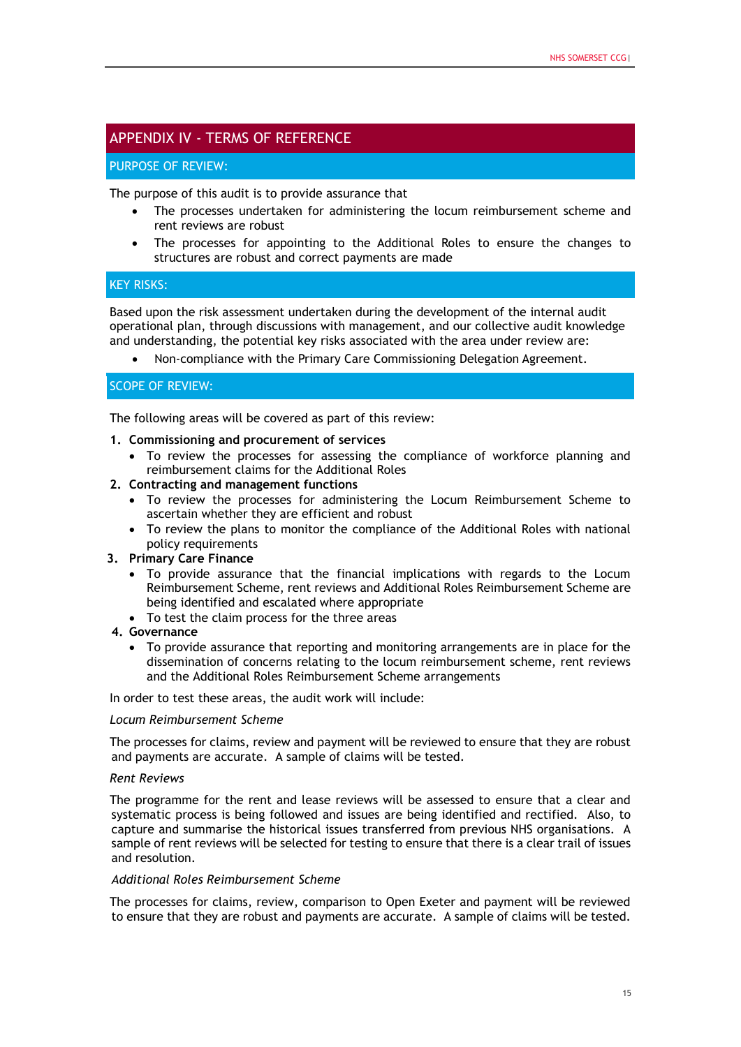## APPENDIX IV - TERMS OF REFERENCE

### PURPOSE OF REVIEW:

The purpose of this audit is to provide assurance that

- The processes undertaken for administering the locum reimbursement scheme and rent reviews are robust
- The processes for appointing to the Additional Roles to ensure the changes to structures are robust and correct payments are made

### KEY RISKS:

Based upon the risk assessment undertaken during the development of the internal audit operational plan, through discussions with management, and our collective audit knowledge and understanding, the potential key risks associated with the area under review are:

- Non-compliance with the Primary Care Commissioning Delegation Agreement.

### SCOPE OF REVIEW:

The following areas will be covered as part of this review:

1. **Commissioning and procurement of services**
   - To review the processes for assessing the compliance of workforce planning and reimbursement claims for the Additional Roles
2. **Contracting and management functions**
   - To review the processes for administering the Locum Reimbursement Scheme to ascertain whether they are efficient and robust
   - To review the plans to monitor the compliance of the Additional Roles with national policy requirements
3. **Primary Care Finance**
   - To provide assurance that the financial implications with regards to the Locum Reimbursement Scheme, rent reviews and Additional Roles Reimbursement Scheme are being identified and escalated where appropriate
   - To test the claim process for the three areas
4. **Governance**
   - To provide assurance that reporting and monitoring arrangements are in place for the dissemination of concerns relating to the locum reimbursement scheme, rent reviews and the Additional Roles Reimbursement Scheme arrangements

In order to test these areas, the audit work will include:

*Locum Reimbursement Scheme*

The processes for claims, review and payment will be reviewed to ensure that they are robust and payments are accurate. A sample of claims will be tested.

*Rent Reviews*

The programme for the rent and lease reviews will be assessed to ensure that a clear and systematic process is being followed and issues are being identified and rectified. Also, to capture and summarise the historical issues transferred from previous NHS organisations. A sample of rent reviews will be selected for testing to ensure that there is a clear trail of issues and resolution.

*Additional Roles Reimbursement Scheme*

The processes for claims, review, comparison to Open Exeter and payment will be reviewed to ensure that they are robust and payments are accurate. A sample of claims will be tested.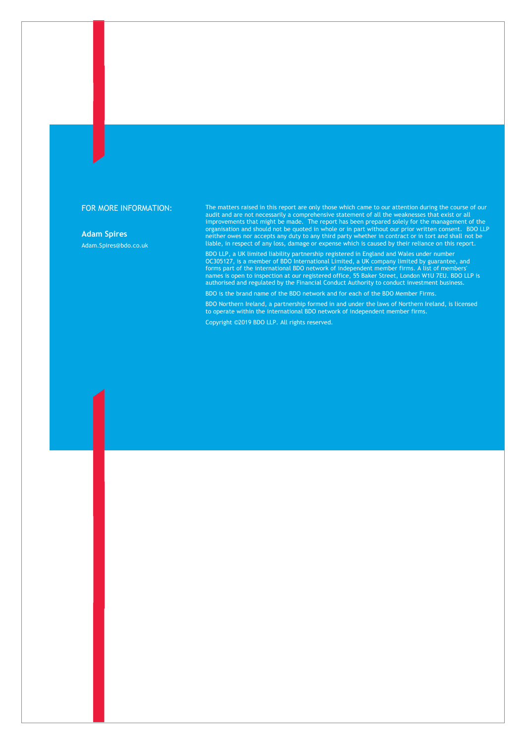FOR MORE INFORMATION:

**Adam Spires**

Adam.Spires@bdo.co.uk

The matters raised in this report are only those which came to our attention during the course of our audit and are not necessarily a comprehensive statement of all the weaknesses that exist or all improvements that might be made. The report has been prepared solely for the management of the organisation and should not be quoted in whole or in part without our prior written consent. BDO LLP neither owes nor accepts any duty to any third party whether in contract or in tort and shall not be liable, in respect of any loss, damage or expense which is caused by their reliance on this report.

BDO LLP, a UK limited liability partnership registered in England and Wales under number OC305127, is a member of BDO International Limited, a UK company limited by guarantee, and forms part of the international BDO network of independent member firms. A list of members' names is open to inspection at our registered office, 55 Baker Street, London W1U 7EU. BDO LLP is authorised and regulated by the Financial Conduct Authority to conduct investment business.

BDO is the brand name of the BDO network and for each of the BDO Member Firms.

BDO Northern Ireland, a partnership formed in and under the laws of Northern Ireland, is licensed to operate within the international BDO network of independent member firms.

Copyright ©2019 BDO LLP. All rights reserved.